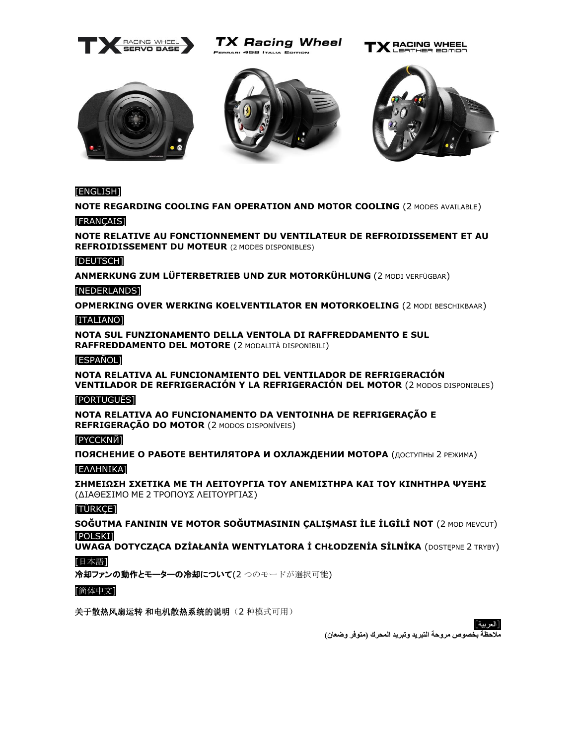TX RACING WHEEL SERVO BASE

TX Racing Wheel Ferrari 458 Italia Edition

TX RACING WHEEL LEATHER EDITION

[ENGLISH]

**NOTE REGARDING COOLING FAN OPERATION AND MOTOR COOLING** (2 MODES AVAILABLE)

[FRANÇAIS]

**NOTE RELATIVE AU FONCTIONNEMENT DU VENTILATEUR DE REFROIDISSEMENT ET AU REFROIDISSEMENT DU MOTEUR** (2 MODES DISPONIBLES)

[DEUTSCH]

**ANMERKUNG ZUM LÜFTERBETRIEB UND ZUR MOTORKÜHLUNG** (2 MODI VERFÜGBAR)

[NEDERLANDS]

**OPMERKING OVER WERKING KOELVENTILATOR EN MOTORKOELING** (2 MODI BESCHIKBAAR)

[ITALIANO]

**NOTA SUL FUNZIONAMENTO DELLA VENTOLA DI RAFFREDDAMENTO E SUL RAFFREDDAMENTO DEL MOTORE** (2 MODALITÀ DISPONIBILI)

[ESPAÑOL]

**NOTA RELATIVA AL FUNCIONAMIENTO DEL VENTILADOR DE REFRIGERACIÓN VENTILADOR DE REFRIGERACIÓN Y LA REFRIGERACIÓN DEL MOTOR** (2 MODOS DISPONIBLES)

[PORTUGUÊS]

**NOTA RELATIVA AO FUNCIONAMENTO DA VENTOINHA DE REFRIGERAÇÃO E REFRIGERAÇÃO DO MOTOR** (2 MODOS DISPONÍVEIS)

[PYCCKNЙ]

**ПОЯСНЕНИЕ О РАБОТЕ ВЕНТИЛЯТОРА И ОХЛАЖДЕНИИ МОТОРА** (ДОСТУПНЫ 2 РЕЖИМА)

[ΕΛΛΗΝΙΚΑ]

**ΣΗΜΕΙΩΣΗ ΣΧΕΤΙΚΑ ΜΕ ΤΗ ΛΕΙΤΟΥΡΓΙΑ ΤΟΥ ΑΝΕΜΙΣΤΗΡΑ ΚΑΙ ΤΟΥ ΚΙΝΗΤΗΡΑ ΨΥΞΗΣ** (ΔΙΑΘΕΣΙΜΟ ΜΕ 2 ΤΡΟΠΟΥΣ ΛΕΙΤΟΥΡΓΙΑΣ)

[TÜRKÇE]

**SOĞUTMA FANININ VE MOTOR SOĞUTMASININ ÇALIŞMASI İLE İLGİLİ NOT** (2 MOD MEVCUT)

[POLSKI]

**UWAGA DOTYCZĄCA DZİAŁANİA WENTYLATORA İ CHŁODZENİA SİLNİKA** (DOSTĘPNE 2 TRYBY)

[日本語]

**冷却ファンの動作とモーターの冷却について**(2 つのモードが選択可能)

[简体中文]

**关于散热风扇运转 和电机散热系统的说明**（2 种模式可用）

[العربية]

**ملاحظة بخصوص مروحة التبريد وتبريد المحرك (متوفر وضعان)**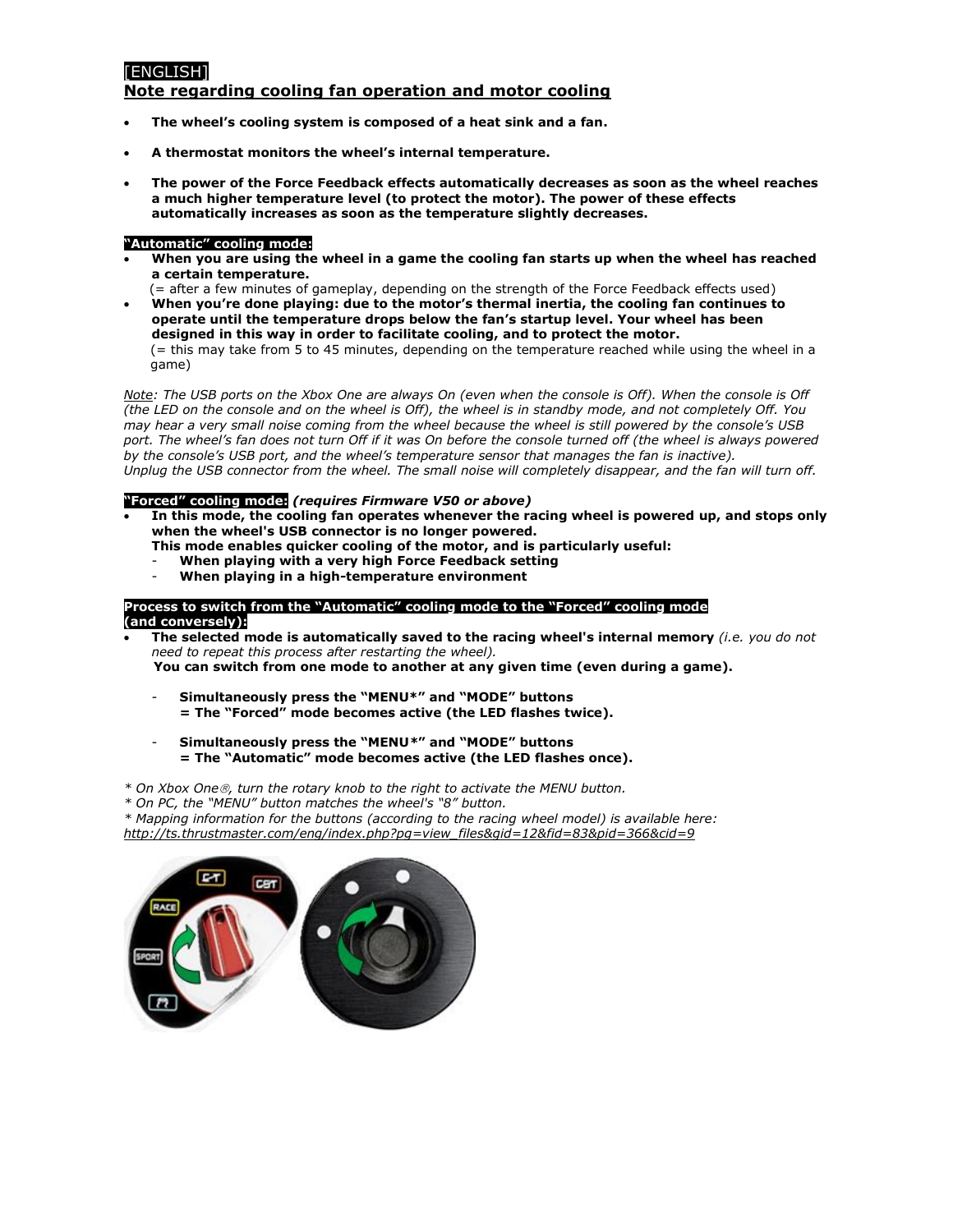[ENGLISH]

## Note regarding cooling fan operation and motor cooling

- **The wheel's cooling system is composed of a heat sink and a fan.**
- **A thermostat monitors the wheel's internal temperature.**
- **The power of the Force Feedback effects automatically decreases as soon as the wheel reaches a much higher temperature level (to protect the motor). The power of these effects automatically increases as soon as the temperature slightly decreases.**

**"Automatic" cooling mode:**

- **When you are using the wheel in a game the cooling fan starts up when the wheel has reached a certain temperature.**
  (= after a few minutes of gameplay, depending on the strength of the Force Feedback effects used)
- **When you're done playing: due to the motor's thermal inertia, the cooling fan continues to operate until the temperature drops below the fan's startup level. Your wheel has been designed in this way in order to facilitate cooling, and to protect the motor.**
  (= this may take from 5 to 45 minutes, depending on the temperature reached while using the wheel in a game)

*Note: The USB ports on the Xbox One are always On (even when the console is Off). When the console is Off (the LED on the console and on the wheel is Off), the wheel is in standby mode, and not completely Off. You may hear a very small noise coming from the wheel because the wheel is still powered by the console's USB port. The wheel's fan does not turn Off if it was On before the console turned off (the wheel is always powered by the console's USB port, and the wheel's temperature sensor that manages the fan is inactive).*
*Unplug the USB connector from the wheel. The small noise will completely disappear, and the fan will turn off.*

**"Forced" cooling mode:** ***(requires Firmware V50 or above)***

- **In this mode, the cooling fan operates whenever the racing wheel is powered up, and stops only when the wheel's USB connector is no longer powered.**
  **This mode enables quicker cooling of the motor, and is particularly useful:**
  - **When playing with a very high Force Feedback setting**
  - **When playing in a high-temperature environment**

**Process to switch from the "Automatic" cooling mode to the "Forced" cooling mode (and conversely):**

- **The selected mode is automatically saved to the racing wheel's internal memory** *(i.e. you do not need to repeat this process after restarting the wheel).*
  **You can switch from one mode to another at any given time (even during a game).**

  - **Simultaneously press the "MENU*" and "MODE" buttons**
    **= The "Forced" mode becomes active (the LED flashes twice).**

  - **Simultaneously press the "MENU*" and "MODE" buttons**
    **= The "Automatic" mode becomes active (the LED flashes once).**

*\* On Xbox One®, turn the rotary knob to the right to activate the MENU button.*
*\* On PC, the "MENU" button matches the wheel's "8" button.*
*\* Mapping information for the buttons (according to the racing wheel model) is available here:*
*http://ts.thrustmaster.com/eng/index.php?pg=view_files&gid=12&fid=83&pid=366&cid=9*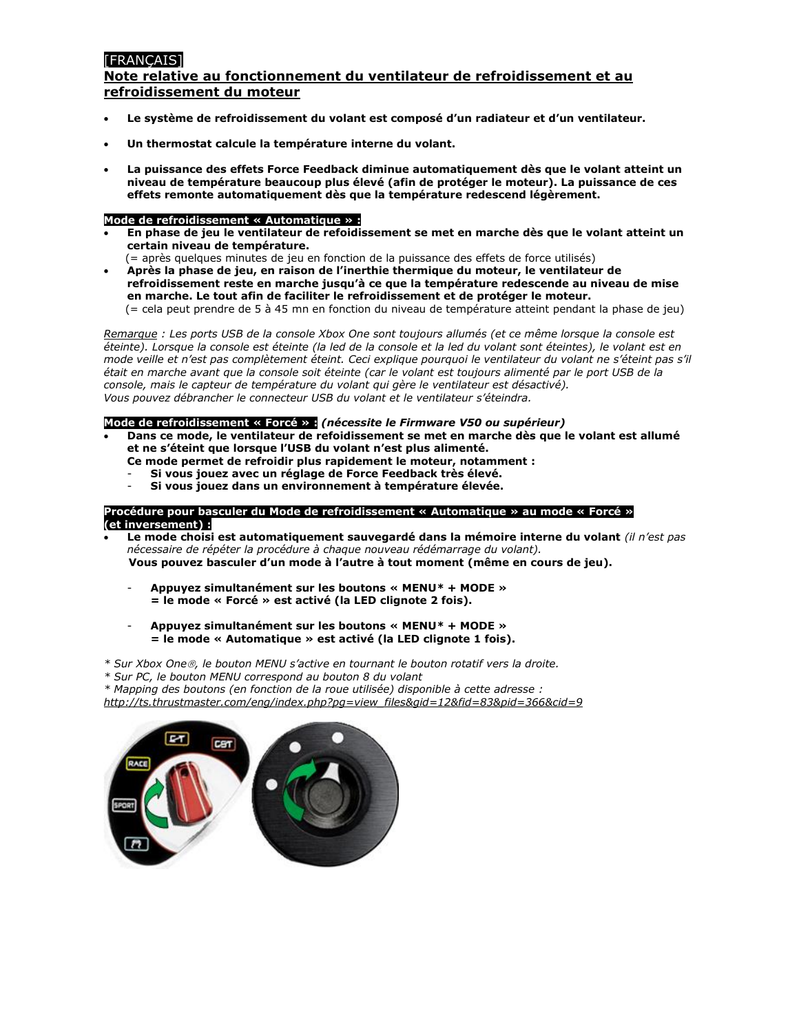[FRANÇAIS]

## Note relative au fonctionnement du ventilateur de refroidissement et au refroidissement du moteur

- **Le système de refroidissement du volant est composé d'un radiateur et d'un ventilateur.**
- **Un thermostat calcule la température interne du volant.**
- **La puissance des effets Force Feedback diminue automatiquement dès que le volant atteint un niveau de température beaucoup plus élevé (afin de protéger le moteur). La puissance de ces effets remonte automatiquement dès que la température redescend légèrement.**

**Mode de refroidissement « Automatique » :**

- **En phase de jeu le ventilateur de refoidissement se met en marche dès que le volant atteint un certain niveau de température.**
  (= après quelques minutes de jeu en fonction de la puissance des effets de force utilisés)
- **Après la phase de jeu, en raison de l'inerthie thermique du moteur, le ventilateur de refroidissement reste en marche jusqu'à ce que la température redescende au niveau de mise en marche. Le tout afin de faciliter le refroidissement et de protéger le moteur.**
  (= cela peut prendre de 5 à 45 mn en fonction du niveau de température atteint pendant la phase de jeu)

*<u>Remarque</u> : Les ports USB de la console Xbox One sont toujours allumés (et ce même lorsque la console est éteinte). Lorsque la console est éteinte (la led de la console et la led du volant sont éteintes), le volant est en mode veille et n'est pas complètement éteint. Ceci explique pourquoi le ventilateur du volant ne s'éteint pas s'il était en marche avant que la console soit éteinte (car le volant est toujours alimenté par le port USB de la console, mais le capteur de température du volant qui gère le ventilateur est désactivé).*
*Vous pouvez débrancher le connecteur USB du volant et le ventilateur s'éteindra.*

**Mode de refroidissement « Forcé » :** ***(nécessite le Firmware V50 ou supérieur)***

- **Dans ce mode, le ventilateur de refoidissement se met en marche dès que le volant est allumé et ne s'éteint que lorsque l'USB du volant n'est plus alimenté.**
  **Ce mode permet de refroidir plus rapidement le moteur, notamment :**
  - **Si vous jouez avec un réglage de Force Feedback très élevé.**
  - **Si vous jouez dans un environnement à température élevée.**

**Procédure pour basculer du Mode de refroidissement « Automatique » au mode « Forcé » (et inversement) :**

- **Le mode choisi est automatiquement sauvegardé dans la mémoire interne du volant** *(il n'est pas nécessaire de répéter la procédure à chaque nouveau rédémarrage du volant).*
  **Vous pouvez basculer d'un mode à l'autre à tout moment (même en cours de jeu).**

  - **Appuyez simultanément sur les boutons « MENU* + MODE »**
    **= le mode « Forcé » est activé (la LED clignote 2 fois).**

  - **Appuyez simultanément sur les boutons « MENU* + MODE »**
    **= le mode « Automatique » est activé (la LED clignote 1 fois).**

*\* Sur Xbox One®, le bouton MENU s'active en tournant le bouton rotatif vers la droite.*
*\* Sur PC, le bouton MENU correspond au bouton 8 du volant*
*\* Mapping des boutons (en fonction de la roue utilisée) disponible à cette adresse :*
*<u>http://ts.thrustmaster.com/eng/index.php?pg=view_files&gid=12&fid=83&pid=366&cid=9</u>*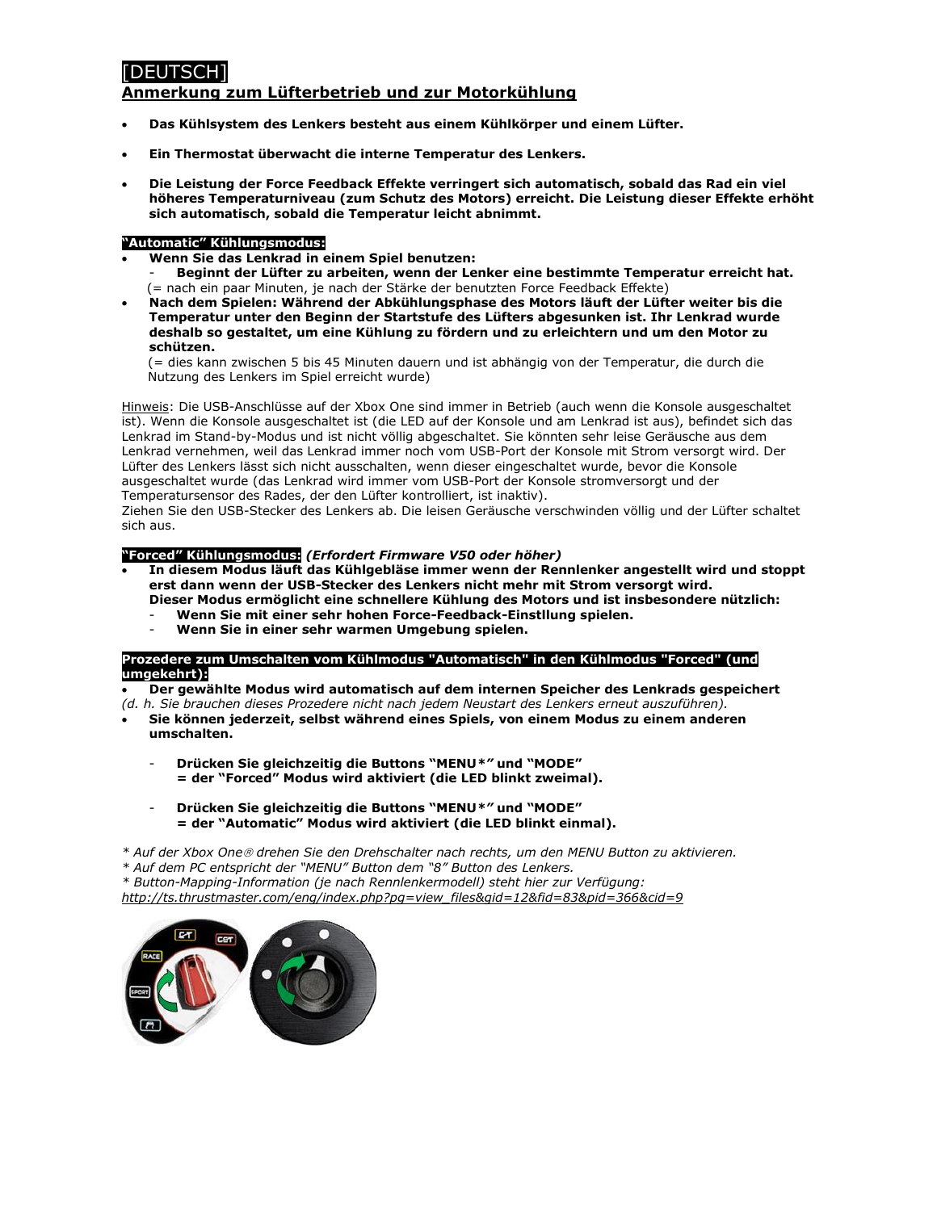[DEUTSCH]

## Anmerkung zum Lüfterbetrieb und zur Motorkühlung

- **Das Kühlsystem des Lenkers besteht aus einem Kühlkörper und einem Lüfter.**
- **Ein Thermostat überwacht die interne Temperatur des Lenkers.**
- **Die Leistung der Force Feedback Effekte verringert sich automatisch, sobald das Rad ein viel höheres Temperaturniveau (zum Schutz des Motors) erreicht. Die Leistung dieser Effekte erhöht sich automatisch, sobald die Temperatur leicht abnimmt.**

**“Automatic” Kühlungsmodus:**

- **Wenn Sie das Lenkrad in einem Spiel benutzen:**
  - **Beginnt der Lüfter zu arbeiten, wenn der Lenker eine bestimmte Temperatur erreicht hat.**

  (= nach ein paar Minuten, je nach der Stärke der benutzten Force Feedback Effekte)
- **Nach dem Spielen: Während der Abkühlungsphase des Motors läuft der Lüfter weiter bis die Temperatur unter den Beginn der Startstufe des Lüfters abgesunken ist. Ihr Lenkrad wurde deshalb so gestaltet, um eine Kühlung zu fördern und zu erleichtern und um den Motor zu schützen.**

  (= dies kann zwischen 5 bis 45 Minuten dauern und ist abhängig von der Temperatur, die durch die Nutzung des Lenkers im Spiel erreicht wurde)

Hinweis: Die USB-Anschlüsse auf der Xbox One sind immer in Betrieb (auch wenn die Konsole ausgeschaltet ist). Wenn die Konsole ausgeschaltet ist (die LED auf der Konsole und am Lenkrad ist aus), befindet sich das Lenkrad im Stand-by-Modus und ist nicht völlig abgeschaltet. Sie könnten sehr leise Geräusche aus dem Lenkrad vernehmen, weil das Lenkrad immer noch vom USB-Port der Konsole mit Strom versorgt wird. Der Lüfter des Lenkers lässt sich nicht ausschalten, wenn dieser eingeschaltet wurde, bevor die Konsole ausgeschaltet wurde (das Lenkrad wird immer vom USB-Port der Konsole stromversorgt und der Temperatursensor des Rades, der den Lüfter kontrolliert, ist inaktiv).
Ziehen Sie den USB-Stecker des Lenkers ab. Die leisen Geräusche verschwinden völlig und der Lüfter schaltet sich aus.

**“Forced” Kühlungsmodus:** ***(Erfordert Firmware V50 oder höher)***

- **In diesem Modus läuft das Kühlgebläse immer wenn der Rennlenker angestellt wird und stoppt erst dann wenn der USB-Stecker des Lenkers nicht mehr mit Strom versorgt wird.**
  **Dieser Modus ermöglicht eine schnellere Kühlung des Motors und ist insbesondere nützlich:**
  - **Wenn Sie mit einer sehr hohen Force-Feedback-Einstllung spielen.**
  - **Wenn Sie in einer sehr warmen Umgebung spielen.**

**Prozedere zum Umschalten vom Kühlmodus "Automatisch" in den Kühlmodus "Forced" (und umgekehrt):**

- **Der gewählte Modus wird automatisch auf dem internen Speicher des Lenkrads gespeichert**

*(d. h. Sie brauchen dieses Prozedere nicht nach jedem Neustart des Lenkers erneut auszuführen).*

- **Sie können jederzeit, selbst während eines Spiels, von einem Modus zu einem anderen umschalten.**

  - **Drücken Sie gleichzeitig die Buttons “MENU*” und “MODE”**
    **= der “Forced” Modus wird aktiviert (die LED blinkt zweimal).**

  - **Drücken Sie gleichzeitig die Buttons “MENU*” und “MODE”**
    **= der “Automatic” Modus wird aktiviert (die LED blinkt einmal).**

*\* Auf der Xbox One® drehen Sie den Drehschalter nach rechts, um den MENU Button zu aktivieren.*
*\* Auf dem PC entspricht der “MENU” Button dem “8” Button des Lenkers.*
*\* Button-Mapping-Information (je nach Rennlenkermodell) steht hier zur Verfügung:*
*http://ts.thrustmaster.com/eng/index.php?pg=view_files&gid=12&fid=83&pid=366&cid=9*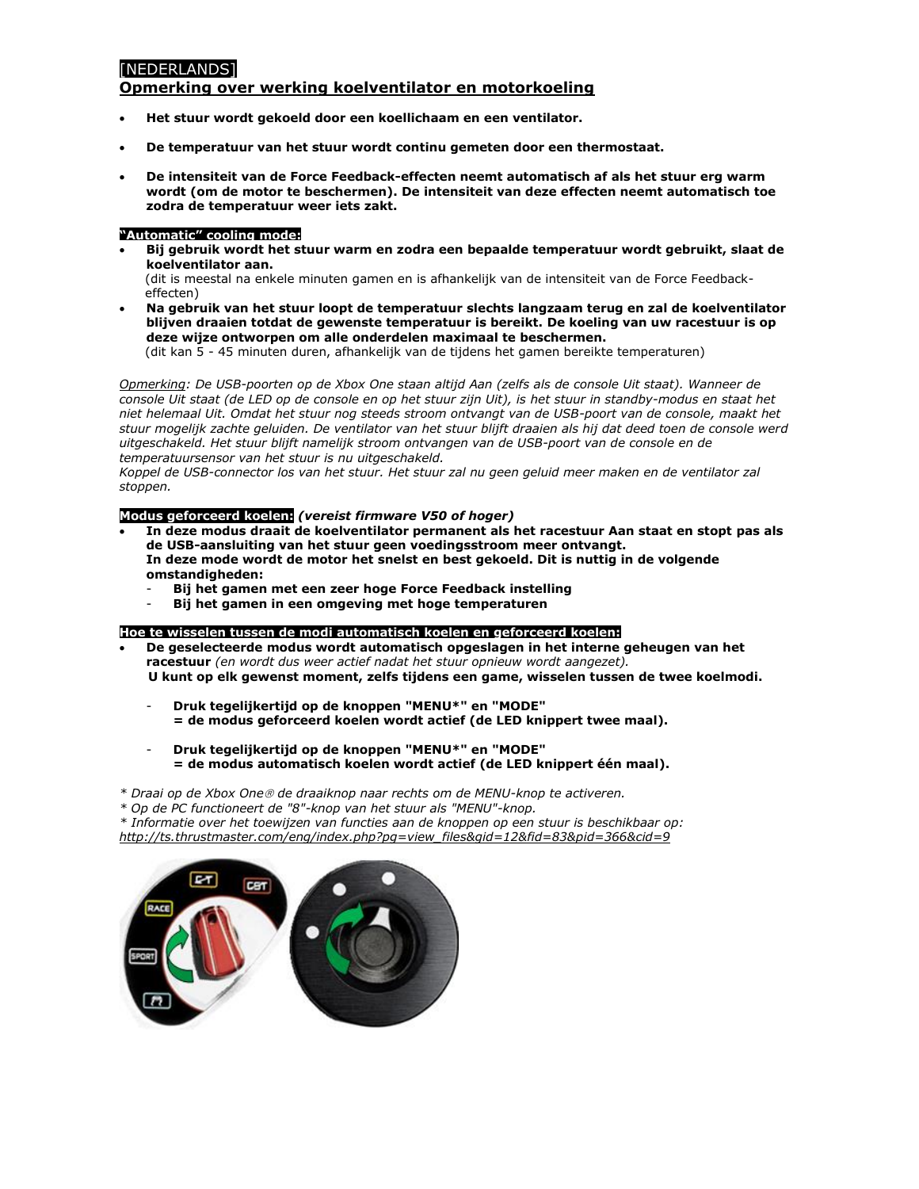[NEDERLANDS]

## Opmerking over werking koelventilator en motorkoeling

- **Het stuur wordt gekoeld door een koellichaam en een ventilator.**
- **De temperatuur van het stuur wordt continu gemeten door een thermostaat.**
- **De intensiteit van de Force Feedback-effecten neemt automatisch af als het stuur erg warm wordt (om de motor te beschermen). De intensiteit van deze effecten neemt automatisch toe zodra de temperatuur weer iets zakt.**

**"Automatic" cooling mode:**

- **Bij gebruik wordt het stuur warm en zodra een bepaalde temperatuur wordt gebruikt, slaat de koelventilator aan.**
  (dit is meestal na enkele minuten gamen en is afhankelijk van de intensiteit van de Force Feedback-effecten)
- **Na gebruik van het stuur loopt de temperatuur slechts langzaam terug en zal de koelventilator blijven draaien totdat de gewenste temperatuur is bereikt. De koeling van uw racestuur is op deze wijze ontworpen om alle onderdelen maximaal te beschermen.**
  (dit kan 5 - 45 minuten duren, afhankelijk van de tijdens het gamen bereikte temperaturen)

*Opmerking: De USB-poorten op de Xbox One staan altijd Aan (zelfs als de console Uit staat). Wanneer de console Uit staat (de LED op de console en op het stuur zijn Uit), is het stuur in standby-modus en staat het niet helemaal Uit. Omdat het stuur nog steeds stroom ontvangt van de USB-poort van de console, maakt het stuur mogelijk zachte geluiden. De ventilator van het stuur blijft draaien als hij dat deed toen de console werd uitgeschakeld. Het stuur blijft namelijk stroom ontvangen van de USB-poort van de console en de temperatuursensor van het stuur is nu uitgeschakeld.*
*Koppel de USB-connector los van het stuur. Het stuur zal nu geen geluid meer maken en de ventilator zal stoppen.*

**Modus geforceerd koelen:** ***(vereist firmware V50 of hoger)***

- **In deze modus draait de koelventilator permanent als het racestuur Aan staat en stopt pas als de USB-aansluiting van het stuur geen voedingsstroom meer ontvangt.**
  **In deze mode wordt de motor het snelst en best gekoeld. Dit is nuttig in de volgende omstandigheden:**
  - **Bij het gamen met een zeer hoge Force Feedback instelling**
  - **Bij het gamen in een omgeving met hoge temperaturen**

**Hoe te wisselen tussen de modi automatisch koelen en geforceerd koelen:**

- **De geselecteerde modus wordt automatisch opgeslagen in het interne geheugen van het racestuur** *(en wordt dus weer actief nadat het stuur opnieuw wordt aangezet).*
  **U kunt op elk gewenst moment, zelfs tijdens een game, wisselen tussen de twee koelmodi.**

  - **Druk tegelijkertijd op de knoppen "MENU*" en "MODE"**
    **= de modus geforceerd koelen wordt actief (de LED knippert twee maal).**

  - **Druk tegelijkertijd op de knoppen "MENU*" en "MODE"**
    **= de modus automatisch koelen wordt actief (de LED knippert één maal).**

*\* Draai op de Xbox One® de draaiknop naar rechts om de MENU-knop te activeren.*
*\* Op de PC functioneert de "8"-knop van het stuur als "MENU"-knop.*
*\* Informatie over het toewijzen van functies aan de knoppen op een stuur is beschikbaar op:*
*http://ts.thrustmaster.com/eng/index.php?pg=view_files&gid=12&fid=83&pid=366&cid=9*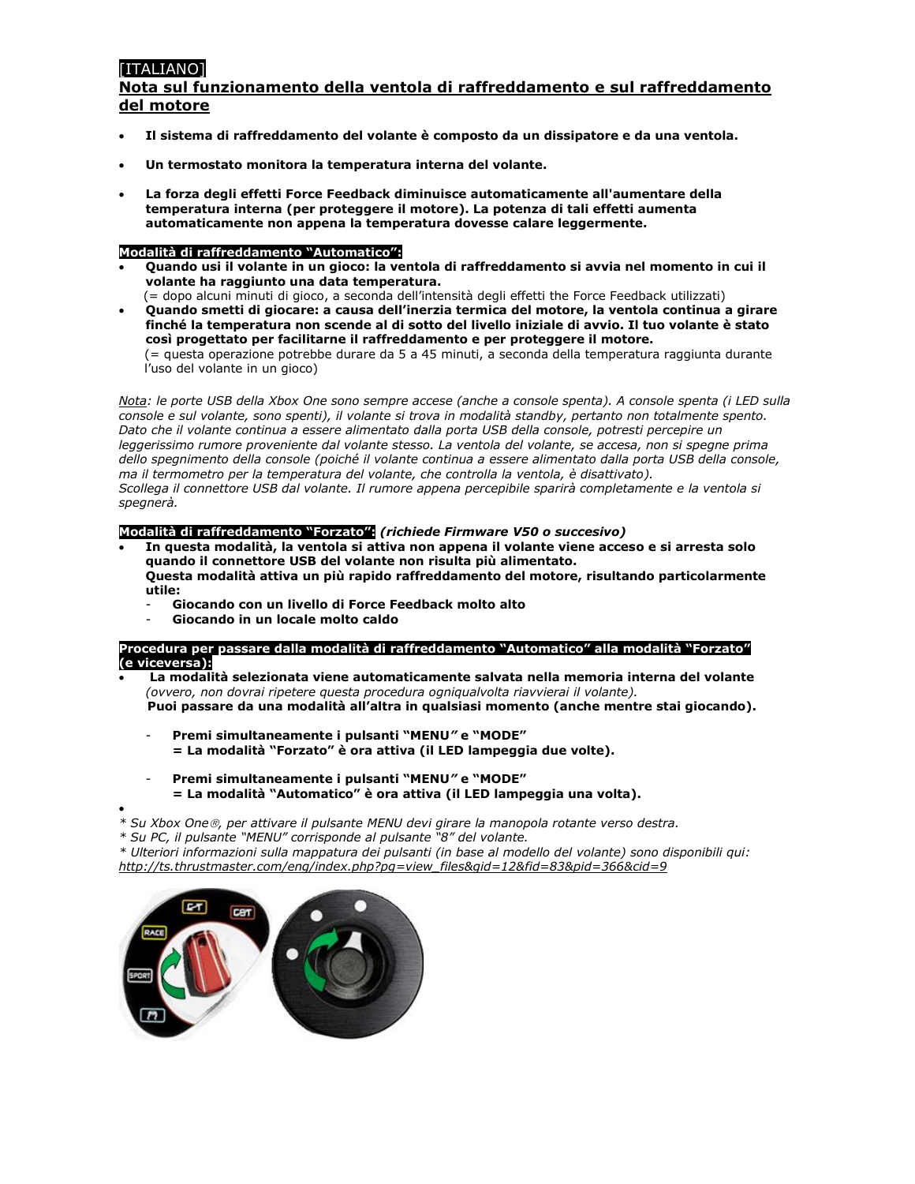[ITALIANO]

## Nota sul funzionamento della ventola di raffreddamento e sul raffreddamento del motore

- **Il sistema di raffreddamento del volante è composto da un dissipatore e da una ventola.**
- **Un termostato monitora la temperatura interna del volante.**
- **La forza degli effetti Force Feedback diminuisce automaticamente all'aumentare della temperatura interna (per proteggere il motore). La potenza di tali effetti aumenta automaticamente non appena la temperatura dovesse calare leggermente.**

**Modalità di raffreddamento "Automatico":**

- **Quando usi il volante in un gioco: la ventola di raffreddamento si avvia nel momento in cui il volante ha raggiunto una data temperatura.**
  (= dopo alcuni minuti di gioco, a seconda dell'intensità degli effetti the Force Feedback utilizzati)
- **Quando smetti di giocare: a causa dell'inerzia termica del motore, la ventola continua a girare finché la temperatura non scende al di sotto del livello iniziale di avvio. Il tuo volante è stato così progettato per facilitarne il raffreddamento e per proteggere il motore.**
  (= questa operazione potrebbe durare da 5 a 45 minuti, a seconda della temperatura raggiunta durante l'uso del volante in un gioco)

*Nota: le porte USB della Xbox One sono sempre accese (anche a console spenta). A console spenta (i LED sulla console e sul volante, sono spenti), il volante si trova in modalità standby, pertanto non totalmente spento. Dato che il volante continua a essere alimentato dalla porta USB della console, potresti percepire un leggerissimo rumore proveniente dal volante stesso. La ventola del volante, se accesa, non si spegne prima dello spegnimento della console (poiché il volante continua a essere alimentato dalla porta USB della console, ma il termometro per la temperatura del volante, che controlla la ventola, è disattivato).*
*Scollega il connettore USB dal volante. Il rumore appena percepibile sparirà completamente e la ventola si spegnerà.*

**Modalità di raffreddamento "Forzato":** ***(richiede Firmware V50 o succesivo)***

- **In questa modalità, la ventola si attiva non appena il volante viene acceso e si arresta solo quando il connettore USB del volante non risulta più alimentato.**
  **Questa modalità attiva un più rapido raffreddamento del motore, risultando particolarmente utile:**
  - **Giocando con un livello di Force Feedback molto alto**
  - **Giocando in un locale molto caldo**

**Procedura per passare dalla modalità di raffreddamento "Automatico" alla modalità "Forzato" (e viceversa):**

- **La modalità selezionata viene automaticamente salvata nella memoria interna del volante** *(ovvero, non dovrai ripetere questa procedura ogniqualvolta riavvierai il volante).*
  **Puoi passare da una modalità all'altra in qualsiasi momento (anche mentre stai giocando).**

  - **Premi simultaneamente i pulsanti "MENU" e "MODE"**
    **= La modalità "Forzato" è ora attiva (il LED lampeggia due volte).**

  - **Premi simultaneamente i pulsanti "MENU" e "MODE"**
    **= La modalità "Automatico" è ora attiva (il LED lampeggia una volta).**

*\* Su Xbox One®, per attivare il pulsante MENU devi girare la manopola rotante verso destra.*
*\* Su PC, il pulsante "MENU" corrisponde al pulsante "8" del volante.*
*\* Ulteriori informazioni sulla mappatura dei pulsanti (in base al modello del volante) sono disponibili qui:*
http://ts.thrustmaster.com/eng/index.php?pg=view_files&gid=12&fid=83&pid=366&cid=9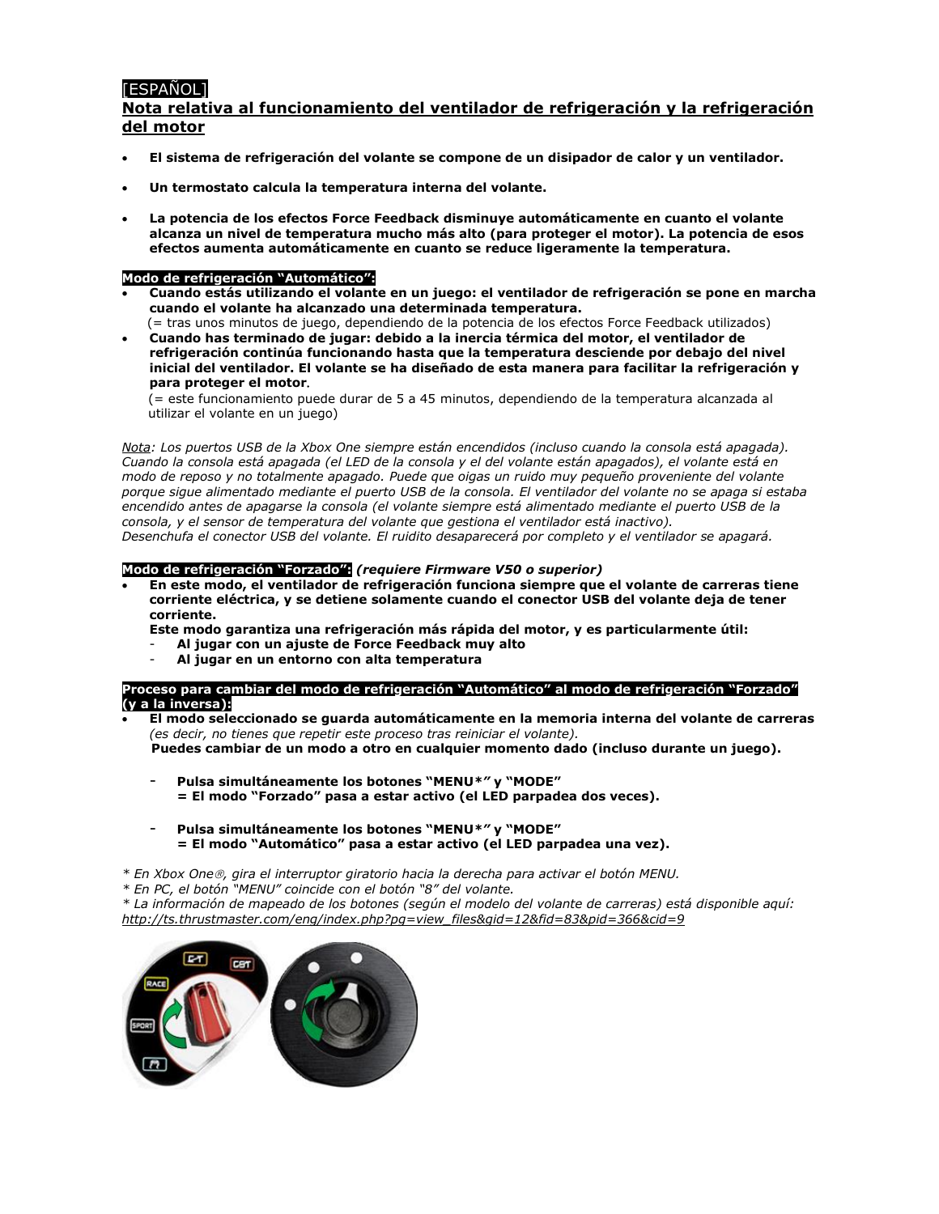[ESPAÑOL]

## Nota relativa al funcionamiento del ventilador de refrigeración y la refrigeración del motor

- **El sistema de refrigeración del volante se compone de un disipador de calor y un ventilador.**
- **Un termostato calcula la temperatura interna del volante.**
- **La potencia de los efectos Force Feedback disminuye automáticamente en cuanto el volante alcanza un nivel de temperatura mucho más alto (para proteger el motor). La potencia de esos efectos aumenta automáticamente en cuanto se reduce ligeramente la temperatura.**

**Modo de refrigeración "Automático":**

- **Cuando estás utilizando el volante en un juego: el ventilador de refrigeración se pone en marcha cuando el volante ha alcanzado una determinada temperatura.**
  (= tras unos minutos de juego, dependiendo de la potencia de los efectos Force Feedback utilizados)
- **Cuando has terminado de jugar: debido a la inercia térmica del motor, el ventilador de refrigeración continúa funcionando hasta que la temperatura desciende por debajo del nivel inicial del ventilador. El volante se ha diseñado de esta manera para facilitar la refrigeración y para proteger el motor**.
  (= este funcionamiento puede durar de 5 a 45 minutos, dependiendo de la temperatura alcanzada al utilizar el volante en un juego)

*Nota: Los puertos USB de la Xbox One siempre están encendidos (incluso cuando la consola está apagada). Cuando la consola está apagada (el LED de la consola y el del volante están apagados), el volante está en modo de reposo y no totalmente apagado. Puede que oigas un ruido muy pequeño proveniente del volante porque sigue alimentado mediante el puerto USB de la consola. El ventilador del volante no se apaga si estaba encendido antes de apagarse la consola (el volante siempre está alimentado mediante el puerto USB de la consola, y el sensor de temperatura del volante que gestiona el ventilador está inactivo).*
*Desenchufa el conector USB del volante. El ruidito desaparecerá por completo y el ventilador se apagará.*

**Modo de refrigeración "Forzado":** ***(requiere Firmware V50 o superior)***

- **En este modo, el ventilador de refrigeración funciona siempre que el volante de carreras tiene corriente eléctrica, y se detiene solamente cuando el conector USB del volante deja de tener corriente.**
  **Este modo garantiza una refrigeración más rápida del motor, y es particularmente útil:**
  - **Al jugar con un ajuste de Force Feedback muy alto**
  - **Al jugar en un entorno con alta temperatura**

**Proceso para cambiar del modo de refrigeración "Automático" al modo de refrigeración "Forzado" (y a la inversa):**

- **El modo seleccionado se guarda automáticamente en la memoria interna del volante de carreras** *(es decir, no tienes que repetir este proceso tras reiniciar el volante).*
  **Puedes cambiar de un modo a otro en cualquier momento dado (incluso durante un juego).**

  - **Pulsa simultáneamente los botones "MENU*" y "MODE"**
    **= El modo "Forzado" pasa a estar activo (el LED parpadea dos veces).**

  - **Pulsa simultáneamente los botones "MENU*" y "MODE"**
    **= El modo "Automático" pasa a estar activo (el LED parpadea una vez).**

*\* En Xbox One®, gira el interruptor giratorio hacia la derecha para activar el botón MENU.*
*\* En PC, el botón "MENU" coincide con el botón "8" del volante.*
*\* La información de mapeado de los botones (según el modelo del volante de carreras) está disponible aquí:*
*http://ts.thrustmaster.com/eng/index.php?pg=view_files&gid=12&fid=83&pid=366&cid=9*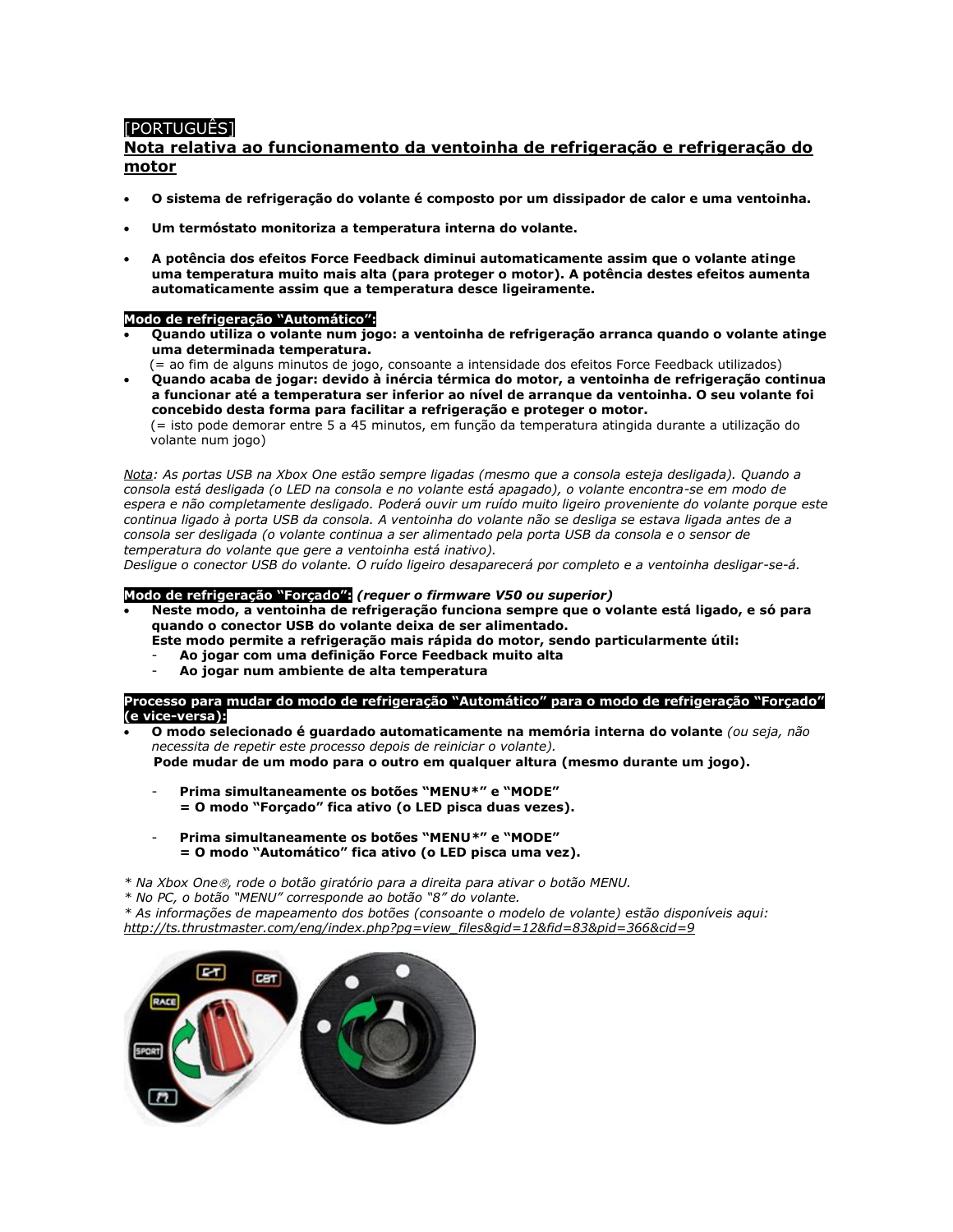[PORTUGUÊS]

## Nota relativa ao funcionamento da ventoinha de refrigeração e refrigeração do motor

- **O sistema de refrigeração do volante é composto por um dissipador de calor e uma ventoinha.**
- **Um termóstato monitoriza a temperatura interna do volante.**
- **A potência dos efeitos Force Feedback diminui automaticamente assim que o volante atinge uma temperatura muito mais alta (para proteger o motor). A potência destes efeitos aumenta automaticamente assim que a temperatura desce ligeiramente.**

**Modo de refrigeração "Automático":**

- **Quando utiliza o volante num jogo: a ventoinha de refrigeração arranca quando o volante atinge uma determinada temperatura.**
  (= ao fim de alguns minutos de jogo, consoante a intensidade dos efeitos Force Feedback utilizados)
- **Quando acaba de jogar: devido à inércia térmica do motor, a ventoinha de refrigeração continua a funcionar até a temperatura ser inferior ao nível de arranque da ventoinha. O seu volante foi concebido desta forma para facilitar a refrigeração e proteger o motor.**
  (= isto pode demorar entre 5 a 45 minutos, em função da temperatura atingida durante a utilização do volante num jogo)

*Nota: As portas USB na Xbox One estão sempre ligadas (mesmo que a consola esteja desligada). Quando a consola está desligada (o LED na consola e no volante está apagado), o volante encontra-se em modo de espera e não completamente desligado. Poderá ouvir um ruído muito ligeiro proveniente do volante porque este continua ligado à porta USB da consola. A ventoinha do volante não se desliga se estava ligada antes de a consola ser desligada (o volante continua a ser alimentado pela porta USB da consola e o sensor de temperatura do volante que gere a ventoinha está inativo).*
*Desligue o conector USB do volante. O ruído ligeiro desaparecerá por completo e a ventoinha desligar-se-á.*

**Modo de refrigeração "Forçado":** ***(requer o firmware V50 ou superior)***

- **Neste modo, a ventoinha de refrigeração funciona sempre que o volante está ligado, e só para quando o conector USB do volante deixa de ser alimentado.**
  **Este modo permite a refrigeração mais rápida do motor, sendo particularmente útil:**
  - **Ao jogar com uma definição Force Feedback muito alta**
  - **Ao jogar num ambiente de alta temperatura**

**Processo para mudar do modo de refrigeração "Automático" para o modo de refrigeração "Forçado" (e vice-versa):**

- **O modo selecionado é guardado automaticamente na memória interna do volante** *(ou seja, não necessita de repetir este processo depois de reiniciar o volante).*
  **Pode mudar de um modo para o outro em qualquer altura (mesmo durante um jogo).**

  - **Prima simultaneamente os botões "MENU*" e "MODE"**
    **= O modo "Forçado" fica ativo (o LED pisca duas vezes).**

  - **Prima simultaneamente os botões "MENU*" e "MODE"**
    **= O modo "Automático" fica ativo (o LED pisca uma vez).**

*\* Na Xbox One®, rode o botão giratório para a direita para ativar o botão MENU.*
*\* No PC, o botão "MENU" corresponde ao botão "8" do volante.*
*\* As informações de mapeamento dos botões (consoante o modelo de volante) estão disponíveis aqui:*
http://ts.thrustmaster.com/eng/index.php?pg=view_files&gid=12&fid=83&pid=366&cid=9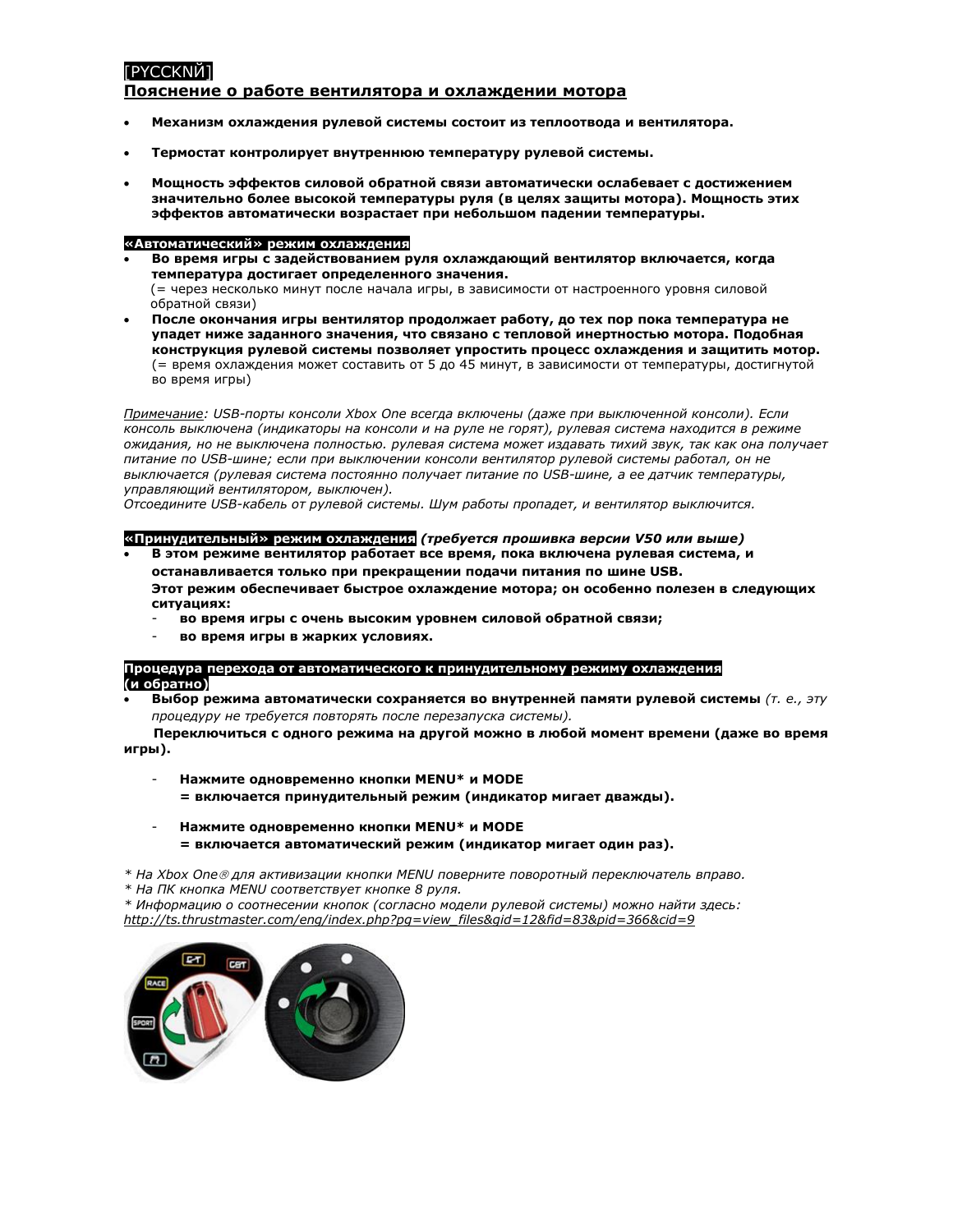[PYCCKNЙ]

## Пояснение о работе вентилятора и охлаждении мотора

- **Механизм охлаждения рулевой системы состоит из теплоотвода и вентилятора.**
- **Термостат контролирует внутреннюю температуру рулевой системы.**
- **Мощность эффектов силовой обратной связи автоматически ослабевает с достижением значительно более высокой температуры руля (в целях защиты мотора). Мощность этих эффектов автоматически возрастает при небольшом падении температуры.**

### «Автоматический» режим охлаждения

- **Во время игры с задействованием руля охлаждающий вентилятор включается, когда температура достигает определенного значения.**
  (= через несколько минут после начала игры, в зависимости от настроенного уровня силовой обратной связи)
- **После окончания игры вентилятор продолжает работу, до тех пор пока температура не упадет ниже заданного значения, что связано с тепловой инертностью мотора. Подобная конструкция рулевой системы позволяет упростить процесс охлаждения и защитить мотор.**
  (= время охлаждения может составить от 5 до 45 минут, в зависимости от температуры, достигнутой во время игры)

*<u>Примечание</u>: USB-порты консоли Xbox One всегда включены (даже при выключенной консоли). Если консоль выключена (индикаторы на консоли и на руле не горят), рулевая система находится в режиме ожидания, но не выключена полностью. рулевая система может издавать тихий звук, так как она получает питание по USB-шине; если при выключении консоли вентилятор рулевой системы работал, он не выключается (рулевая система постоянно получает питание по USB-шине, а ее датчик температуры, управляющий вентилятором, выключен).*
*Отсоедините USB-кабель от рулевой системы. Шум работы пропадет, и вентилятор выключится.*

### «Принудительный» режим охлаждения *(требуется прошивка версии V50 или выше)*

- **В этом режиме вентилятор работает все время, пока включена рулевая система, и останавливается только при прекращении подачи питания по шине USB.**
  **Этот режим обеспечивает быстрое охлаждение мотора; он особенно полезен в следующих ситуациях:**
  - **во время игры с очень высоким уровнем силовой обратной связи;**
  - **во время игры в жарких условиях.**

### Процедура перехода от автоматического к принудительному режиму охлаждения (и обратно)

- **Выбор режима автоматически сохраняется во внутренней памяти рулевой системы** *(т. е., эту процедуру не требуется повторять после перезапуска системы).*

**Переключиться с одного режима на другой можно в любой момент времени (даже во время игры).**

- **Нажмите одновременно кнопки MENU* и MODE**
  **= включается принудительный режим (индикатор мигает дважды).**

- **Нажмите одновременно кнопки MENU* и MODE**
  **= включается автоматический режим (индикатор мигает один раз).**

*\* На Xbox One® для активизации кнопки MENU поверните поворотный переключатель вправо.*
*\* На ПК кнопка MENU соответствует кнопке 8 руля.*
*\* Информацию о соотнесении кнопок (согласно модели рулевой системы) можно найти здесь:*
*<u>http://ts.thrustmaster.com/eng/index.php?pg=view_files&gid=12&fid=83&pid=366&cid=9</u>*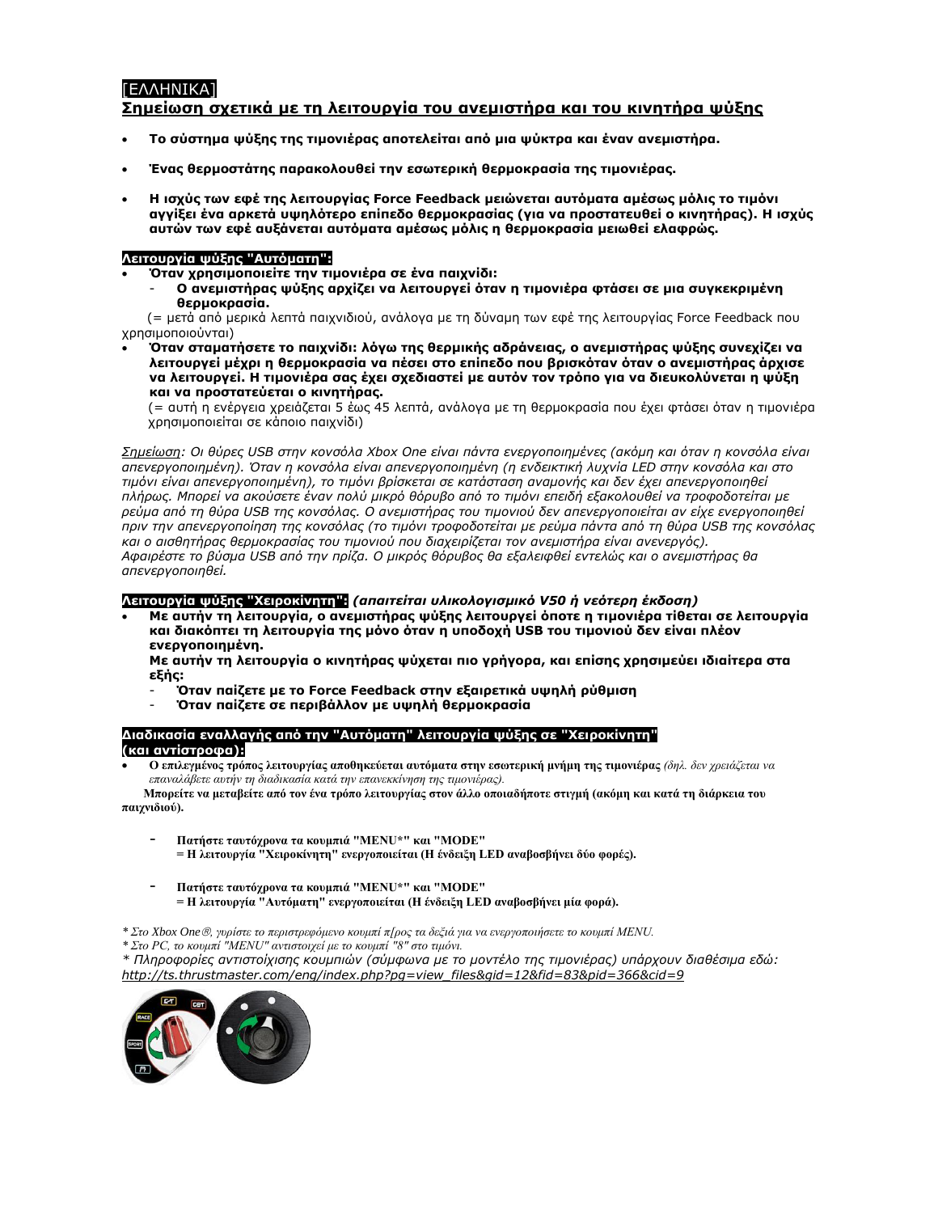[ΕΛΛΗΝΙΚΑ]

## Σημείωση σχετικά με τη λειτουργία του ανεμιστήρα και του κινητήρα ψύξης

- **Το σύστημα ψύξης της τιμονιέρας αποτελείται από μια ψύκτρα και έναν ανεμιστήρα.**
- **Ένας θερμοστάτης παρακολουθεί την εσωτερική θερμοκρασία της τιμονιέρας.**
- **Η ισχύς των εφέ της λειτουργίας Force Feedback μειώνεται αυτόματα αμέσως μόλις το τιμόνι αγγίξει ένα αρκετά υψηλότερο επίπεδο θερμοκρασίας (για να προστατευθεί ο κινητήρας). Η ισχύς αυτών των εφέ αυξάνεται αυτόματα αμέσως μόλις η θερμοκρασία μειωθεί ελαφρώς.**

**Λειτουργία ψύξης "Αυτόματη":**

- **Όταν χρησιμοποιείτε την τιμονιέρα σε ένα παιχνίδι:**
  - **Ο ανεμιστήρας ψύξης αρχίζει να λειτουργεί όταν η τιμονιέρα φτάσει σε μια συγκεκριμένη θερμοκρασία.**

  (= μετά από μερικά λεπτά παιχνιδιού, ανάλογα με τη δύναμη των εφέ της λειτουργίας Force Feedback που χρησιμοποιούνται)
- **Όταν σταματήσετε το παιχνίδι: λόγω της θερμικής αδράνειας, ο ανεμιστήρας ψύξης συνεχίζει να λειτουργεί μέχρι η θερμοκρασία να πέσει στο επίπεδο που βρισκόταν όταν ο ανεμιστήρας άρχισε να λειτουργεί. Η τιμονιέρα σας έχει σχεδιαστεί με αυτόν τον τρόπο για να διευκολύνεται η ψύξη και να προστατεύεται ο κινητήρας.**

  (= αυτή η ενέργεια χρειάζεται 5 έως 45 λεπτά, ανάλογα με τη θερμοκρασία που έχει φτάσει όταν η τιμονιέρα χρησιμοποιείται σε κάποιο παιχνίδι)

*Σημείωση: Οι θύρες USB στην κονσόλα Xbox One είναι πάντα ενεργοποιημένες (ακόμη και όταν η κονσόλα είναι απενεργοποιημένη). Όταν η κονσόλα είναι απενεργοποιημένη (η ενδεικτική λυχνία LED στην κονσόλα και στο τιμόνι είναι απενεργοποιημένη), το τιμόνι βρίσκεται σε κατάσταση αναμονής και δεν έχει απενεργοποιηθεί πλήρως. Μπορεί να ακούσετε έναν πολύ μικρό θόρυβο από το τιμόνι επειδή εξακολουθεί να τροφοδοτείται με ρεύμα από τη θύρα USB της κονσόλας. Ο ανεμιστήρας του τιμονιού δεν απενεργοποιείται αν είχε ενεργοποιηθεί πριν την απενεργοποίηση της κονσόλας (το τιμόνι τροφοδοτείται με ρεύμα πάντα από τη θύρα USB της κονσόλας και ο αισθητήρας θερμοκρασίας του τιμονιού που διαχειρίζεται τον ανεμιστήρα είναι ανενεργός).*
*Αφαιρέστε το βύσμα USB από την πρίζα. Ο μικρός θόρυβος θα εξαλειφθεί εντελώς και ο ανεμιστήρας θα απενεργοποιηθεί.*

**Λειτουργία ψύξης "Χειροκίνητη":** ***(απαιτείται υλικολογισμικό V50 ή νεότερη έκδοση)***

- **Με αυτήν τη λειτουργία, ο ανεμιστήρας ψύξης λειτουργεί όποτε η τιμονιέρα τίθεται σε λειτουργία και διακόπτει τη λειτουργία της μόνο όταν η υποδοχή USB του τιμονιού δεν είναι πλέον ενεργοποιημένη.**

  **Με αυτήν τη λειτουργία ο κινητήρας ψύχεται πιο γρήγορα, και επίσης χρησιμεύει ιδιαίτερα στα εξής:**
  - **Όταν παίζετε με το Force Feedback στην εξαιρετικά υψηλή ρύθμιση**
  - **Όταν παίζετε σε περιβάλλον με υψηλή θερμοκρασία**

**Διαδικασία εναλλαγής από την "Αυτόματη" λειτουργία ψύξης σε "Χειροκίνητη" (και αντίστροφα):**

- **Ο επιλεγμένος τρόπος λειτουργίας αποθηκεύεται αυτόματα στην εσωτερική μνήμη της τιμονιέρας** *(δηλ. δεν χρειάζεται να επαναλάβετε αυτήν τη διαδικασία κατά την επανεκκίνηση της τιμονιέρας).*

  **Μπορείτε να μεταβείτε από τον ένα τρόπο λειτουργίας στον άλλο οποιαδήποτε στιγμή (ακόμη και κατά τη διάρκεια του παιχνιδιού).**

- **Πατήστε ταυτόχρονα τα κουμπιά "MENU*" και "MODE"**
  **= Η λειτουργία "Χειροκίνητη" ενεργοποιείται (Η ένδειξη LED αναβοσβήνει δύο φορές).**

- **Πατήστε ταυτόχρονα τα κουμπιά "MENU*" και "MODE"**
  **= Η λειτουργία "Αυτόματη" ενεργοποιείται (Η ένδειξη LED αναβοσβήνει μία φορά).**

*\* Στο Xbox One®, γυρίστε το περιστρεφόμενο κουμπί π[ρος τα δεξιά για να ενεργοποιήσετε το κουμπί MENU.*
*\* Στο PC, το κουμπί "MENU" αντιστοιχεί με το κουμπί "8" στο τιμόνι.*
*\* Πληροφορίες αντιστοίχισης κουμπιών (σύμφωνα με το μοντέλο της τιμονιέρας) υπάρχουν διαθέσιμα εδώ:*
*http://ts.thrustmaster.com/eng/index.php?pg=view_files&gid=12&fid=83&pid=366&cid=9*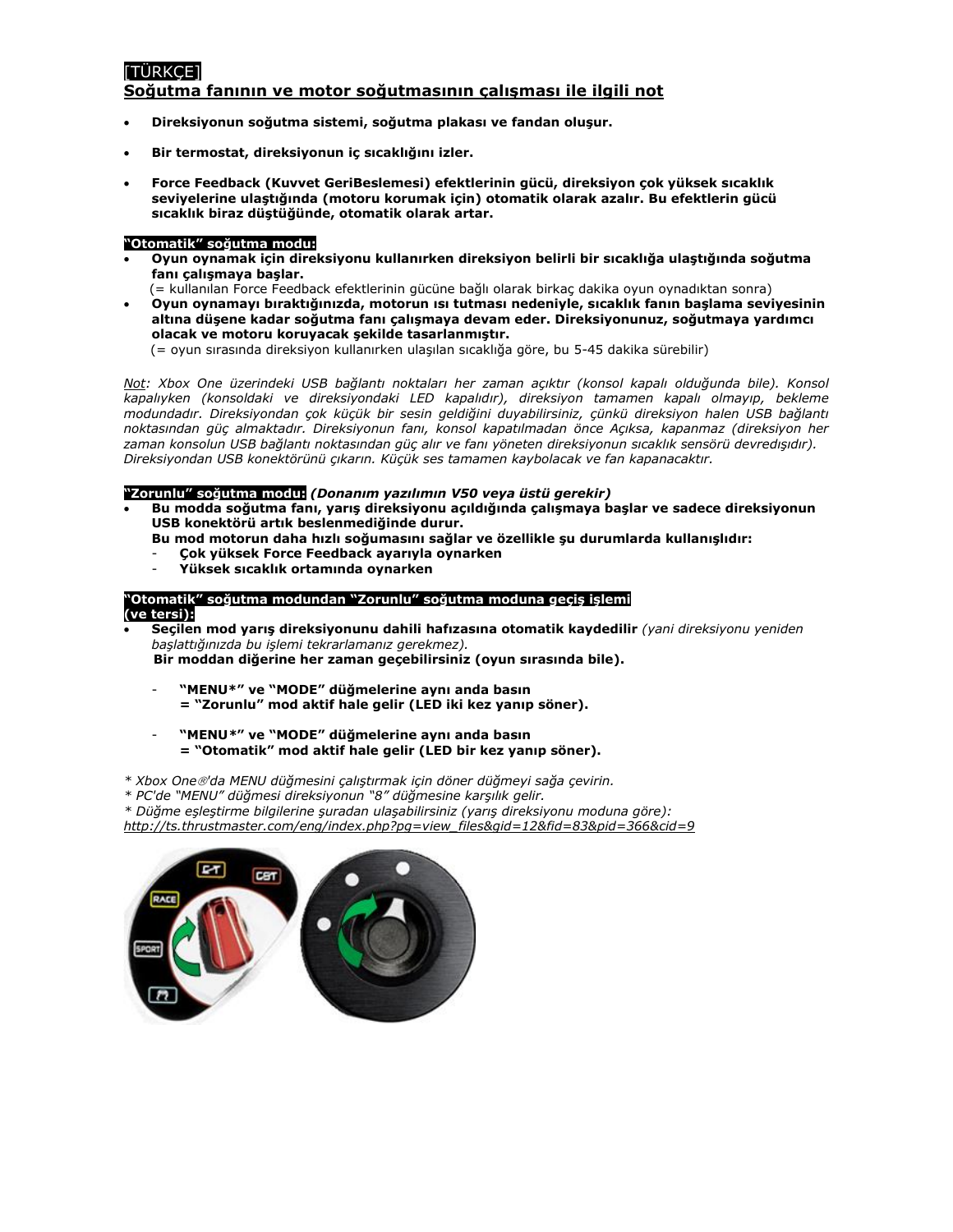[TÜRKÇE]

## Soğutma fanının ve motor soğutmasının çalışması ile ilgili not

- **Direksiyonun soğutma sistemi, soğutma plakası ve fandan oluşur.**
- **Bir termostat, direksiyonun iç sıcaklığını izler.**
- **Force Feedback (Kuvvet GeriBeslemesi) efektlerinin gücü, direksiyon çok yüksek sıcaklık seviyelerine ulaştığında (motoru korumak için) otomatik olarak azalır. Bu efektlerin gücü sıcaklık biraz düştüğünde, otomatik olarak artar.**

**"Otomatik" soğutma modu:**

- **Oyun oynamak için direksiyonu kullanırken direksiyon belirli bir sıcaklığa ulaştığında soğutma fanı çalışmaya başlar.**
  (= kullanılan Force Feedback efektlerinin gücüne bağlı olarak birkaç dakika oyun oynadıktan sonra)
- **Oyun oynamayı bıraktığınızda, motorun ısı tutması nedeniyle, sıcaklık fanın başlama seviyesinin altına düşene kadar soğutma fanı çalışmaya devam eder. Direksiyonunuz, soğutmaya yardımcı olacak ve motoru koruyacak şekilde tasarlanmıştır.**
  (= oyun sırasında direksiyon kullanırken ulaşılan sıcaklığa göre, bu 5-45 dakika sürebilir)

*Not: Xbox One üzerindeki USB bağlantı noktaları her zaman açıktır (konsol kapalı olduğunda bile). Konsol kapalıyken (konsoldaki ve direksiyondaki LED kapalıdır), direksiyon tamamen kapalı olmayıp, bekleme modundadır. Direksiyondan çok küçük bir sesin geldiğini duyabilirsiniz, çünkü direksiyon halen USB bağlantı noktasından güç almaktadır. Direksiyonun fanı, konsol kapatılmadan önce Açıksa, kapanmaz (direksiyon her zaman konsolun USB bağlantı noktasından güç alır ve fanı yöneten direksiyonun sıcaklık sensörü devredışıdır). Direksiyondan USB konektörünü çıkarın. Küçük ses tamamen kaybolacak ve fan kapanacaktır.*

**"Zorunlu" soğutma modu:** ***(Donanım yazılımın V50 veya üstü gerekir)***

- **Bu modda soğutma fanı, yarış direksiyonu açıldığında çalışmaya başlar ve sadece direksiyonun USB konektörü artık beslenmediğinde durur.**
  **Bu mod motorun daha hızlı soğumasını sağlar ve özellikle şu durumlarda kullanışlıdır:**
  - **Çok yüksek Force Feedback ayarıyla oynarken**
  - **Yüksek sıcaklık ortamında oynarken**

**"Otomatik" soğutma modundan "Zorunlu" soğutma moduna geçiş işlemi (ve tersi):**

- **Seçilen mod yarış direksiyonunu dahili hafızasına otomatik kaydedilir** *(yani direksiyonu yeniden başlattığınızda bu işlemi tekrarlamanız gerekmez).*
  **Bir moddan diğerine her zaman geçebilirsiniz (oyun sırasında bile).**
  - **"MENU*" ve "MODE" düğmelerine aynı anda basın**
    **= "Zorunlu" mod aktif hale gelir (LED iki kez yanıp söner).**
  - **"MENU*" ve "MODE" düğmelerine aynı anda basın**
    **= "Otomatik" mod aktif hale gelir (LED bir kez yanıp söner).**

*\* Xbox One®'da MENU düğmesini çalıştırmak için döner düğmeyi sağa çevirin.*
*\* PC'de "MENU" düğmesi direksiyonun "8" düğmesine karşılık gelir.*
*\* Düğme eşleştirme bilgilerine şuradan ulaşabilirsiniz (yarış direksiyonu moduna göre):*
http://ts.thrustmaster.com/eng/index.php?pg=view_files&gid=12&fid=83&pid=366&cid=9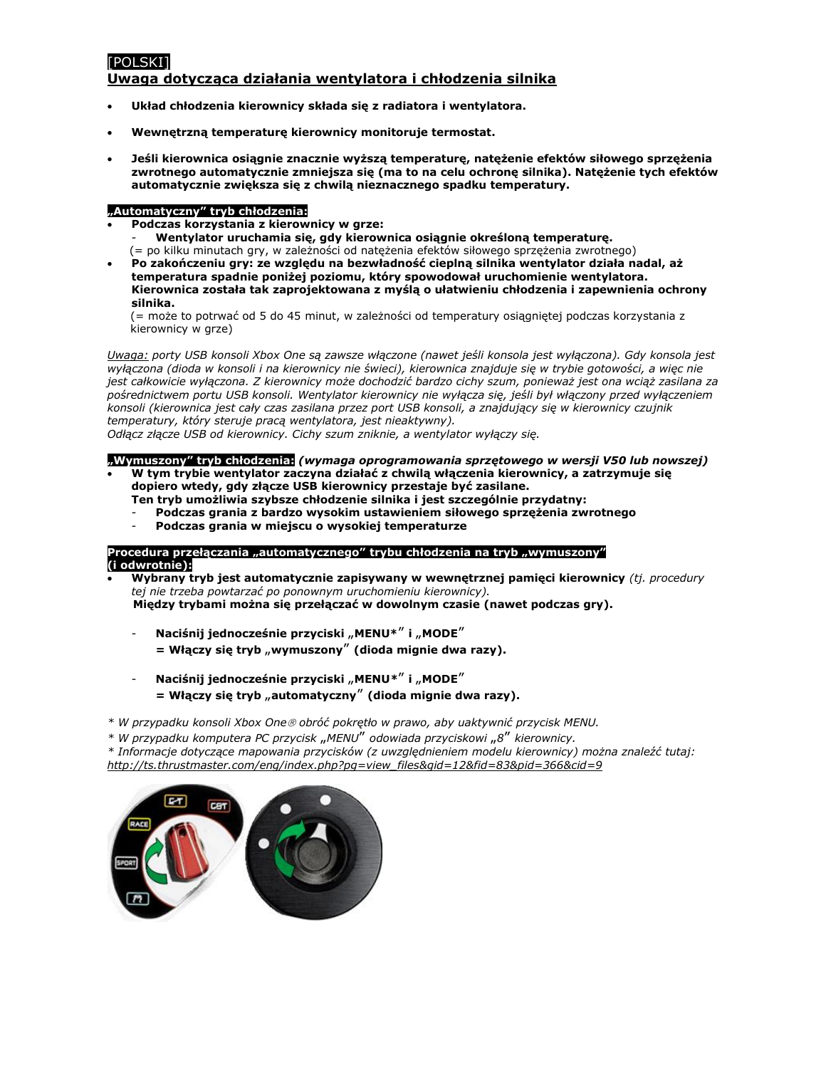[POLSKI]

## Uwaga dotycząca działania wentylatora i chłodzenia silnika

- **Układ chłodzenia kierownicy składa się z radiatora i wentylatora.**
- **Wewnętrzną temperaturę kierownicy monitoruje termostat.**
- **Jeśli kierownica osiągnie znacznie wyższą temperaturę, natężenie efektów siłowego sprzężenia zwrotnego automatycznie zmniejsza się (ma to na celu ochronę silnika). Natężenie tych efektów automatycznie zwiększa się z chwilą nieznacznego spadku temperatury.**

**„Automatyczny" tryb chłodzenia:**

- **Podczas korzystania z kierownicy w grze:**
  - **Wentylator uruchamia się, gdy kierownica osiągnie określoną temperaturę.**

  (= po kilku minutach gry, w zależności od natężenia efektów siłowego sprzężenia zwrotnego)
- **Po zakończeniu gry: ze względu na bezwładność cieplną silnika wentylator działa nadal, aż temperatura spadnie poniżej poziomu, który spowodował uruchomienie wentylatora. Kierownica została tak zaprojektowana z myślą o ułatwieniu chłodzenia i zapewnienia ochrony silnika.**

  (= może to potrwać od 5 do 45 minut, w zależności od temperatury osiągniętej podczas korzystania z kierownicy w grze)

*Uwaga: porty USB konsoli Xbox One są zawsze włączone (nawet jeśli konsola jest wyłączona). Gdy konsola jest wyłączona (dioda w konsoli i na kierownicy nie świeci), kierownica znajduje się w trybie gotowości, a więc nie jest całkowicie wyłączona. Z kierownicy może dochodzić bardzo cichy szum, ponieważ jest ona wciąż zasilana za pośrednictwem portu USB konsoli. Wentylator kierownicy nie wyłącza się, jeśli był włączony przed wyłączeniem konsoli (kierownica jest cały czas zasilana przez port USB konsoli, a znajdujący się w kierownicy czujnik temperatury, który steruje pracą wentylatora, jest nieaktywny).*
*Odłącz złącze USB od kierownicy. Cichy szum zniknie, a wentylator wyłączy się.*

**„Wymuszony" tryb chłodzenia:** ***(wymaga oprogramowania sprzętowego w wersji V50 lub nowszej)***

- **W tym trybie wentylator zaczyna działać z chwilą włączenia kierownicy, a zatrzymuje się dopiero wtedy, gdy złącze USB kierownicy przestaje być zasilane.**
  **Ten tryb umożliwia szybsze chłodzenie silnika i jest szczególnie przydatny:**
  - **Podczas grania z bardzo wysokim ustawieniem siłowego sprzężenia zwrotnego**
  - **Podczas grania w miejscu o wysokiej temperaturze**

**Procedura przełączania „automatycznego" trybu chłodzenia na tryb „wymuszony" (i odwrotnie):**

- **Wybrany tryb jest automatycznie zapisywany w wewnętrznej pamięci kierownicy** *(tj. procedury tej nie trzeba powtarzać po ponownym uruchomieniu kierownicy).*
  **Między trybami można się przełączać w dowolnym czasie (nawet podczas gry).**
  - **Naciśnij jednocześnie przyciski „MENU*" i „MODE"**
    **= Włączy się tryb „wymuszony" (dioda mignie dwa razy).**
  - **Naciśnij jednocześnie przyciski „MENU*" i „MODE"**
    **= Włączy się tryb „automatyczny" (dioda mignie dwa razy).**

*\* W przypadku konsoli Xbox One® obróć pokrętło w prawo, aby uaktywnić przycisk MENU.*
*\* W przypadku komputera PC przycisk „MENU" odowiada przyciskowi „8" kierownicy.*
*\* Informacje dotyczące mapowania przycisków (z uwzględnieniem modelu kierownicy) można znaleźć tutaj:*
*http://ts.thrustmaster.com/eng/index.php?pg=view_files&gid=12&fid=83&pid=366&cid=9*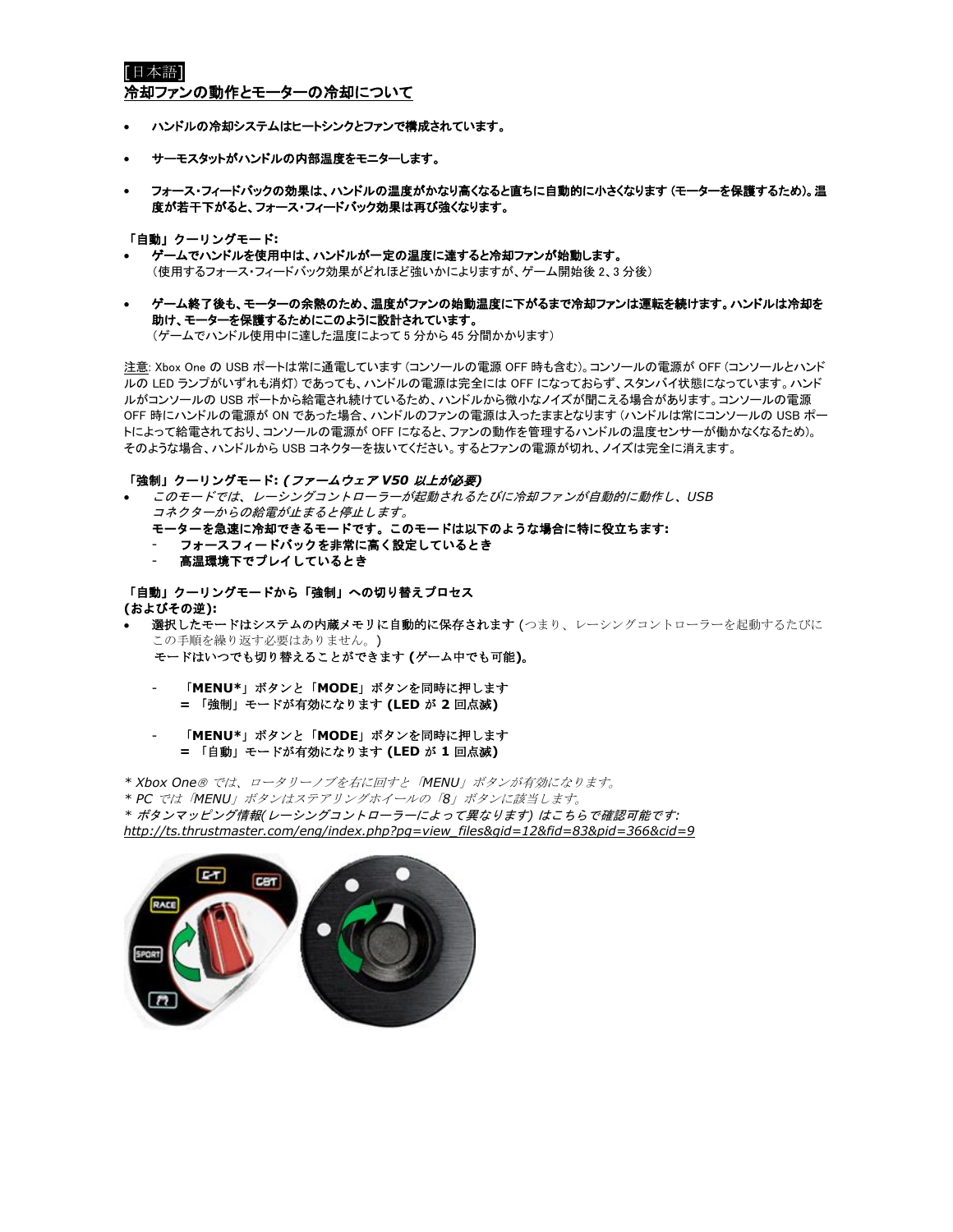[日本語]

## 冷却ファンの動作とモーターの冷却について

- **ハンドルの冷却システムはヒートシンクとファンで構成されています。**
- **サーモスタットがハンドルの内部温度をモニターします。**
- **フォース・フィードバックの効果は、ハンドルの温度がかなり高くなると直ちに自動的に小さくなります (モーターを保護するため)。温度が若干下がると、フォース・フィードバック効果は再び強くなります。**

**「自動」クーリングモード:**

- **ゲームでハンドルを使用中は、ハンドルが一定の温度に達すると冷却ファンが始動します。**
  （使用するフォース・フィードバック効果がどれほど強いかによりますが、ゲーム開始後 2、3 分後）
- **ゲーム終了後も、モーターの余熱のため、温度がファンの始動温度に下がるまで冷却ファンは運転を続けます。ハンドルは冷却を助け、モーターを保護するためにこのように設計されています。**
  （ゲームでハンドル使用中に達した温度によって 5 分から 45 分間かかります）

注意: Xbox One の USB ポートは常に通電しています (コンソールの電源 OFF 時も含む)。コンソールの電源が OFF (コンソールとハンドルの LED ランプがいずれも消灯) であっても、ハンドルの電源は完全には OFF になっておらず、スタンバイ状態になっています。ハンドルがコンソールの USB ポートから給電され続けているため、ハンドルから微小なノイズが聞こえる場合があります。コンソールの電源 OFF 時にハンドルの電源が ON であった場合、ハンドルのファンの電源は入ったままとなります (ハンドルは常にコンソールの USB ポートによって給電されており、コンソールの電源が OFF になると、ファンの動作を管理するハンドルの温度センサーが働かなくなるため)。そのような場合、ハンドルから USB コネクターを抜いてください。するとファンの電源が切れ、ノイズは完全に消えます。

**「強制」クーリングモード: *(ファームウェア V50 以上が必要)***

- *このモードでは、レーシングコントローラーが起動されるたびに冷却ファンが自動的に動作し、USB コネクターからの給電が止まると停止します。*
  **モーターを急速に冷却できるモードです。このモードは以下のような場合に特に役立ちます:**
  - **フォースフィードバックを非常に高く設定しているとき**
  - **高温環境下でプレイしているとき**

**「自動」クーリングモードから「強制」への切り替えプロセス
(およびその逆):**

- **選択したモードはシステムの内蔵メモリに自動的に保存されます (**つまり、レーシングコントローラーを起動するたびにこの手順を繰り返す必要はありません。)
  **モードはいつでも切り替えることができます (ゲーム中でも可能)。**
  - 「**MENU***」ボタンと「**MODE**」ボタンを同時に押します
    **=** 「強制」モードが有効になります **(LED が 2** 回点滅**)**
  - 「**MENU***」ボタンと「**MODE**」ボタンを同時に押します
    **=** 「自動」モードが有効になります **(LED が 1** 回点滅**)**

*\* Xbox One® では、ロータリーノブを右に回すと「MENU」ボタンが有効になります。*
*\* PC では「MENU」ボタンはステアリングホイールの「8」ボタンに該当します。*
*\* ボタンマッピング情報(レーシングコントローラーによって異なります) はこちらで確認可能です:*
*http://ts.thrustmaster.com/eng/index.php?pg=view_files&gid=12&fid=83&pid=366&cid=9*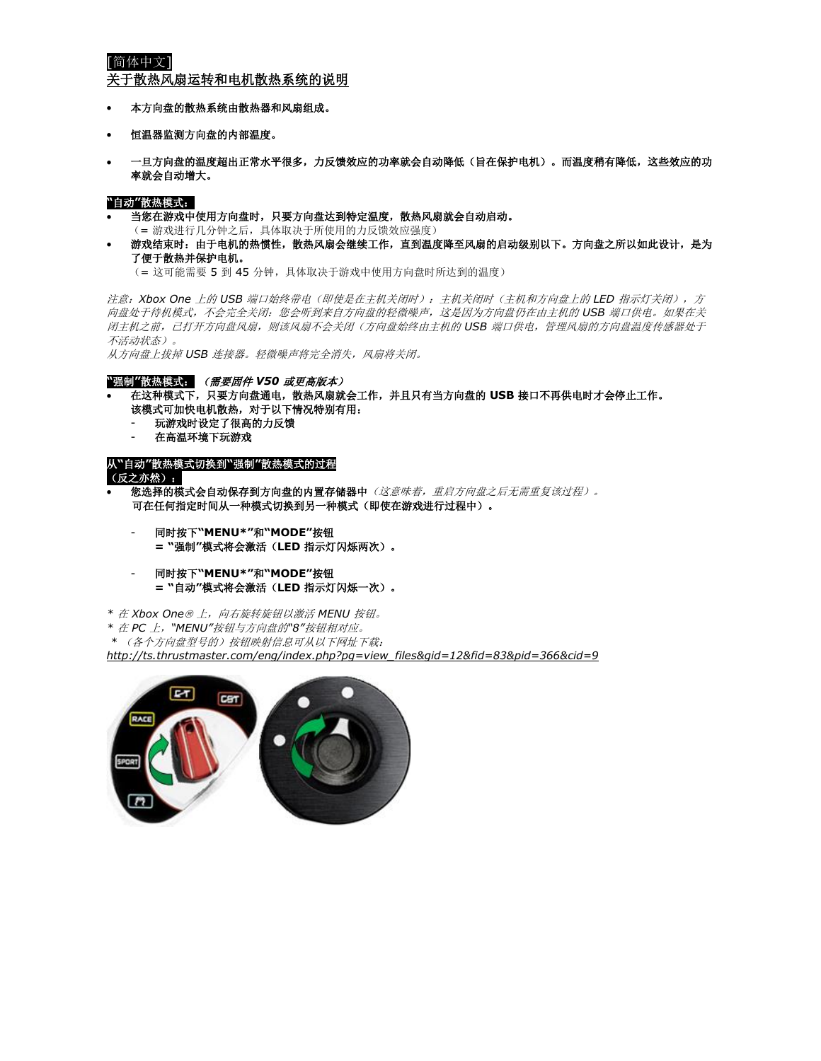[简体中文]

## 关于散热风扇运转和电机散热系统的说明

- **本方向盘的散热系统由散热器和风扇组成。**
- **恒温器监测方向盘的内部温度。**
- **一旦方向盘的温度超出正常水平很多，力反馈效应的功率就会自动降低（旨在保护电机）。而温度稍有降低，这些效应的功率就会自动增大。**

**"自动"散热模式：**

- **当您在游戏中使用方向盘时，只要方向盘达到特定温度，散热风扇就会自动启动。**
  （= 游戏进行几分钟之后，具体取决于所使用的力反馈效应强度）
- **游戏结束时：由于电机的热惯性，散热风扇会继续工作，直到温度降至风扇的启动级别以下。方向盘之所以如此设计，是为了便于散热并保护电机。**
  （= 这可能需要 5 到 45 分钟，具体取决于游戏中使用方向盘时所达到的温度）

*注意：Xbox One 上的 USB 端口始终带电（即使是在主机关闭时）：主机关闭时（主机和方向盘上的 LED 指示灯关闭），方向盘处于待机模式，不会完全关闭：您会听到来自方向盘的轻微噪声，这是因为方向盘仍在由主机的 USB 端口供电。如果在关闭主机之前，已打开方向盘风扇，则该风扇不会关闭（方向盘始终由主机的 USB 端口供电，管理风扇的方向盘温度传感器处于不活动状态）。*
*从方向盘上拔掉 USB 连接器。轻微噪声将完全消失，风扇将关闭。*

**"强制"散热模式：** ***（需要固件 V50 或更高版本）***

- **在这种模式下，只要方向盘通电，散热风扇就会工作，并且只有当方向盘的 USB 接口不再供电时才会停止工作。**
  **该模式可加快电机散热，对于以下情况特别有用：**
  - **玩游戏时设定了很高的力反馈**
  - **在高温环境下玩游戏**

**从"自动"散热模式切换到"强制"散热模式的过程**
**（反之亦然）：**

- **您选择的模式会自动保存到方向盘的内置存储器中**（这意味着，重启方向盘之后无需重复该过程）。
  **可在任何指定时间从一种模式切换到另一种模式（即使在游戏进行过程中）。**

  - **同时按下"MENU*"和"MODE"按钮**
    **= "强制"模式将会激活（LED 指示灯闪烁两次）。**

  - **同时按下"MENU*"和"MODE"按钮**
    **= "自动"模式将会激活（LED 指示灯闪烁一次）。**

*\* 在 Xbox One® 上，向右旋转旋钮以激活 MENU 按钮。*
*\* 在 PC 上，"MENU"按钮与方向盘的"8"按钮相对应。*
*\* （各个方向盘型号的）按钮映射信息可从以下网址下载：*
*http://ts.thrustmaster.com/eng/index.php?pg=view_files&gid=12&fid=83&pid=366&cid=9*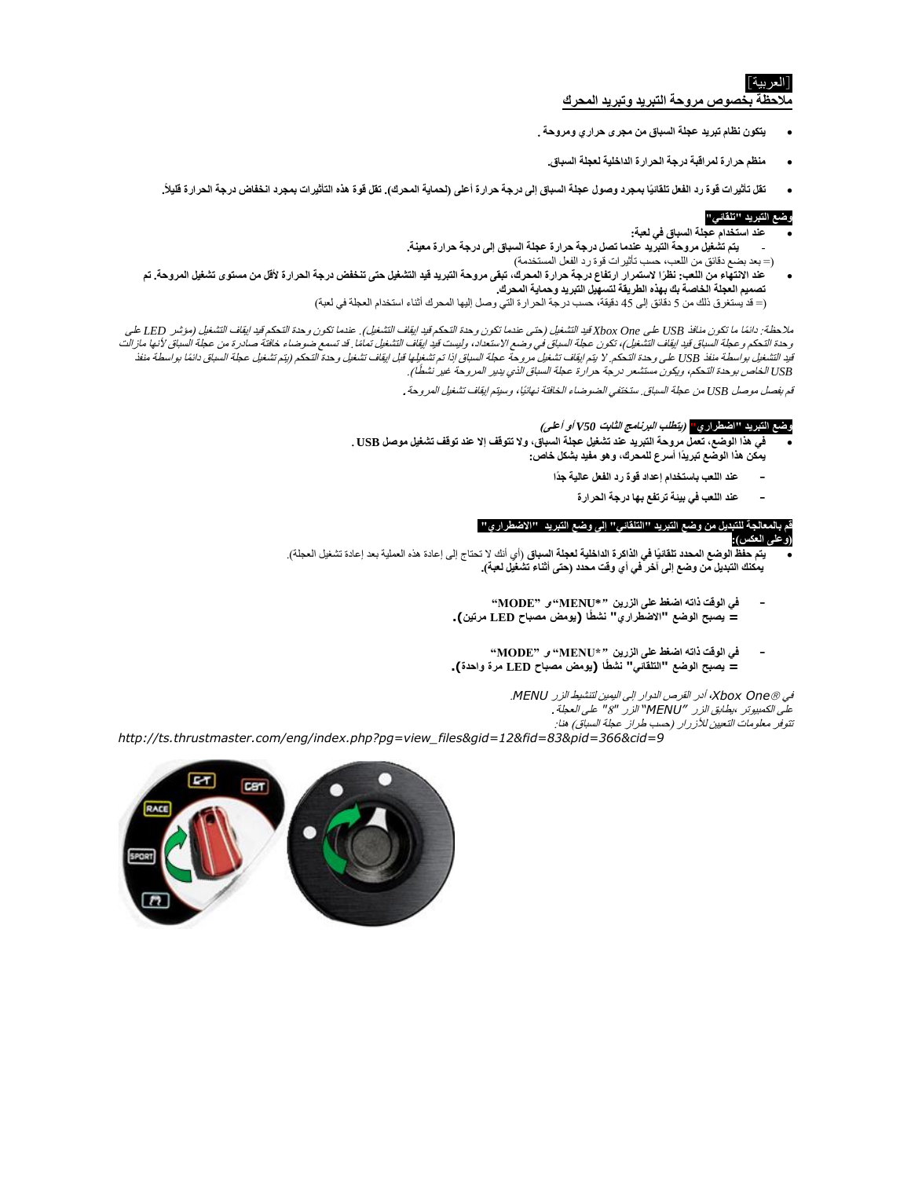[العربية]

## ملاحظة بخصوص مروحة التبريد وتبريد المحرك

- **يتكون نظام تبريد عجلة السباق من مجرى حراري ومروحة.**
- **منظم حرارة لمراقبة درجة الحرارة الداخلية لعجلة السباق.**
- **تقل تأثيرات قوة رد الفعل تلقائيًا بمجرد وصول عجلة السباق إلى درجة حرارة أعلى (لحماية المحرك). تقل قوة هذه التأثيرات بمجرد انخفاض درجة الحرارة قليلاً.**

**وضع التبريد "تلقائي"**

- **عند استخدام عجلة السباق في لعبة:**
  - **يتم تشغيل مروحة التبريد عندما تصل درجة حرارة عجلة السباق إلى درجة حرارة معينة.**

  (= بعد بضع دقائق من اللعب، حسب تأثيرات قوة رد الفعل المستخدمة)
- **عند الانتهاء من اللعب: نظرًا لاستمرار ارتفاع درجة حرارة المحرك، تبقى مروحة التبريد قيد التشغيل حتى تنخفض درجة الحرارة لأقل من مستوى تشغيل المروحة. تم تصميم العجلة الخاصة بك بهذه الطريقة لتسهيل التبريد وحماية المحرك.**

  (= قد يستغرق ذلك من 5 دقائق إلى 45 دقيقة، حسب درجة الحرارة التي وصل إليها المحرك أثناء استخدام العجلة في لعبة)

*ملاحظة: دائمًا ما تكون منافذ USB على Xbox One قيد التشغيل (حتى عندما تكون وحدة التحكم قيد إيقاف التشغيل). عندما تكون وحدة التحكم قيد إيقاف التشغيل (مؤشر LED على وحدة التحكم وعجلة السباق قيد إيقاف التشغيل)، تكون عجلة السباق في وضع الاستعداد، وليست قيد إيقاف التشغيل تمامًا. قد تسمع ضوضاء خافتة صادرة من عجلة السباق لأنها مازالت قيد التشغيل بواسطة منفذ USB على وحدة التحكم. لا يتم إيقاف تشغيل مروحة عجلة السباق إذا تم تشغيلها قبل إيقاف تشغيل وحدة التحكم (يتم تشغيل عجلة السباق دائمًا بواسطة منفذ USB الخاص بوحدة التحكم، ويكون مستشعر درجة حرارة عجلة السباق الذي يدير المروحة غير نشطًا).*

*قم بفصل موصل USB من عجلة السباق. ستختفي الضوضاء الخافتة نهائيًا، وسيتم إيقاف تشغيل المروحة.*

**وضع التبريد "اضطراري"\*** ***(يتطلب البرنامج الثابت V50 أو أعلى)***

- **في هذا الوضع، تعمل مروحة التبريد عند تشغيل عجلة السباق، ولا تتوقف إلا عند توقف تشغيل موصل USB. يمكن هذا الوضع تبريدًا أسرع للمحرك، وهو مفيد بشكل خاص:**
  - **عند اللعب باستخدام إعداد قوة رد الفعل عالية جدًا**
  - **عند اللعب في بيئة ترتفع بها درجة الحرارة**

**قم بالمعالجة للتبديل من وضع التبريد "التلقائي" إلى وضع التبريد "الاضطراري" (وعلى العكس):**

- **يتم حفظ الوضع المحدد تلقائيًا في الذاكرة الداخلية لعجلة السباق** (أي أنك لا تحتاج إلى إعادة هذه العملية بعد إعادة تشغيل العجلة).
  **يمكنك التبديل من وضع إلى آخر في أي وقت محدد (حتى أثناء تشغيل لعبة).**

  - **في الوقت ذاته اضغط على الزرين "MENU\*" و"MODE"**
    **= يصبح الوضع "الاضطراري" نشطًا (يومض مصباح LED مرتين).**

  - **في الوقت ذاته اضغط على الزرين "MENU\*" و "MODE"**
    **= يصبح الوضع "التلقائي" نشطًا (يومض مصباح LED مرة واحدة).**

*\*في Xbox One®، أدر القرص الدوار إلى اليمين لتنشيط الزر MENU.*
*على الكمبيوتر، يطابق الزر "MENU" الزر "8" على العجلة.*
*تتوفر معلومات التعيين للأزرار (حسب طراز عجلة السباق) هنا:*

*http://ts.thrustmaster.com/eng/index.php?pg=view_files&gid=12&fid=83&pid=366&cid=9*

CT
CST
RACE
SPORT